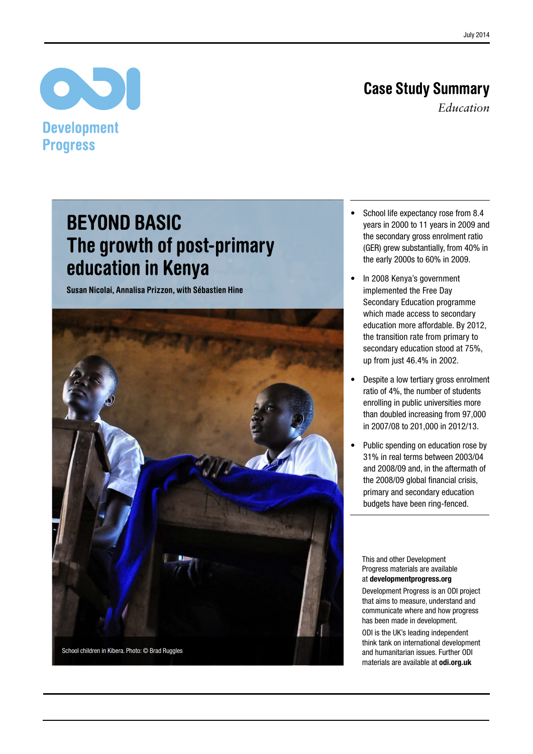July 2014

Development Progress

# Case Study Summary

*Education*

# BEYOND BASIC
## The growth of post-primary education in Kenya

**Susan Nicolai, Annalisa Prizzon, with Sébastien Hine**

School children in Kibera. Photo: © Brad Ruggles

- School life expectancy rose from 8.4 years in 2000 to 11 years in 2009 and the secondary gross enrolment ratio (GER) grew substantially, from 40% in the early 2000s to 60% in 2009.
- In 2008 Kenya's government implemented the Free Day Secondary Education programme which made access to secondary education more affordable. By 2012, the transition rate from primary to secondary education stood at 75%, up from just 46.4% in 2002.
- Despite a low tertiary gross enrolment ratio of 4%, the number of students enrolling in public universities more than doubled increasing from 97,000 in 2007/08 to 201,000 in 2012/13.
- Public spending on education rose by 31% in real terms between 2003/04 and 2008/09 and, in the aftermath of the 2008/09 global financial crisis, primary and secondary education budgets have been ring-fenced.

This and other Development Progress materials are available at **developmentprogress.org**

Development Progress is an ODI project that aims to measure, understand and communicate where and how progress has been made in development.

ODI is the UK's leading independent think tank on international development and humanitarian issues. Further ODI materials are available at **odi.org.uk**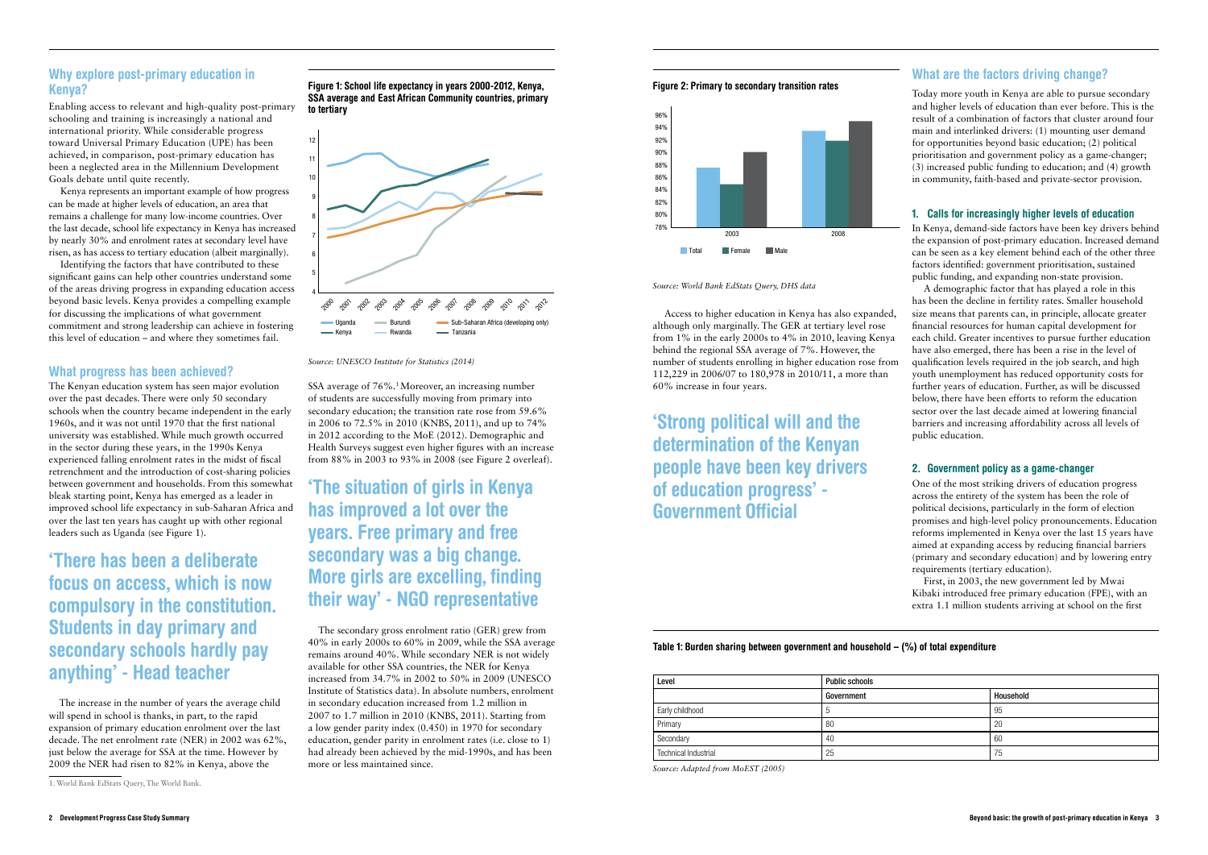## Why explore post-primary education in Kenya?

Enabling access to relevant and high-quality post-primary schooling and training is increasingly a national and international priority. While considerable progress toward Universal Primary Education (UPE) has been achieved, in comparison, post-primary education has been a neglected area in the Millennium Development Goals debate until quite recently.

Kenya represents an important example of how progress can be made at higher levels of education, an area that remains a challenge for many low-income countries. Over the last decade, school life expectancy in Kenya has increased by nearly 30% and enrolment rates at secondary level have risen, as has access to tertiary education (albeit marginally).

Identifying the factors that have contributed to these significant gains can help other countries understand some of the areas driving progress in expanding education access beyond basic levels. Kenya provides a compelling example for discussing the implications of what government commitment and strong leadership can achieve in fostering this level of education – and where they sometimes fail.

## What progress has been achieved?

The Kenyan education system has seen major evolution over the past decades. There were only 50 secondary schools when the country became independent in the early 1960s, and it was not until 1970 that the first national university was established. While much growth occurred in the sector during these years, in the 1990s Kenya experienced falling enrolment rates in the midst of fiscal retrenchment and the introduction of cost-sharing policies between government and households. From this somewhat bleak starting point, Kenya has emerged as a leader in improved school life expectancy in sub-Saharan Africa and over the last ten years has caught up with other regional leaders such as Uganda (see Figure 1).

**'There has been a deliberate focus on access, which is now compulsory in the constitution. Students in day primary and secondary schools hardly pay anything' - Head teacher**

The increase in the number of years the average child will spend in school is thanks, in part, to the rapid expansion of primary education enrolment over the last decade. The net enrolment rate (NER) in 2002 was 62%, just below the average for SSA at the time. However by 2009 the NER had risen to 82% in Kenya, above the SSA average of 76%.[1] Moreover, an increasing number of students are successfully moving from primary into secondary education; the transition rate rose from 59.6% in 2006 to 72.5% in 2010 (KNBS, 2011), and up to 74% in 2012 according to the MoE (2012). Demographic and Health Surveys suggest even higher figures with an increase from 88% in 2003 to 93% in 2008 (see Figure 2 overleaf).

**Figure 1: School life expectancy in years 2000-2012, Kenya, SSA average and East African Community countries, primary to tertiary**

*Source: UNESCO Institute for Statistics (2014)*

**'The situation of girls in Kenya has improved a lot over the years. Free primary and free secondary was a big change. More girls are excelling, finding their way' - NGO representative**

The secondary gross enrolment ratio (GER) grew from 40% in early 2000s to 60% in 2009, while the SSA average remains around 40%. While secondary NER is not widely available for other SSA countries, the NER for Kenya increased from 34.7% in 2002 to 50% in 2009 (UNESCO Institute of Statistics data). In absolute numbers, enrolment in secondary education increased from 1.2 million in 2007 to 1.7 million in 2010 (KNBS, 2011). Starting from a low gender parity index (0.450) in 1970 for secondary education, gender parity in enrolment rates (i.e. close to 1) had already been achieved by the mid-1990s, and has been more or less maintained since.

1. World Bank EdStats Query, The World Bank.

**Figure 2: Primary to secondary transition rates**

*Source: World Bank EdStats Query, DHS data*

Access to higher education in Kenya has also expanded, although only marginally. The GER at tertiary level rose from 1% in the early 2000s to 4% in 2010, leaving Kenya behind the regional SSA average of 7%. However, the number of students enrolling in higher education rose from 112,229 in 2006/07 to 180,978 in 2010/11, a more than 60% increase in four years.

**'Strong political will and the determination of the Kenyan people have been key drivers of education progress' - Government Official**

## What are the factors driving change?

Today more youth in Kenya are able to pursue secondary and higher levels of education than ever before. This is the result of a combination of factors that cluster around four main and interlinked drivers: (1) mounting user demand for opportunities beyond basic education; (2) political prioritisation and government policy as a game-changer; (3) increased public funding to education; and (4) growth in community, faith-based and private-sector provision.

### 1. Calls for increasingly higher levels of education

In Kenya, demand-side factors have been key drivers behind the expansion of post-primary education. Increased demand can be seen as a key element behind each of the other three factors identified: government prioritisation, sustained public funding, and expanding non-state provision.

A demographic factor that has played a role in this has been the decline in fertility rates. Smaller household size means that parents can, in principle, allocate greater financial resources for human capital development for each child. Greater incentives to pursue further education have also emerged, there has been a rise in the level of qualification levels required in the job search, and high youth unemployment has reduced opportunity costs for further years of education. Further, as will be discussed below, there have been efforts to reform the education sector over the last decade aimed at lowering financial barriers and increasing affordability across all levels of public education.

### 2. Government policy as a game-changer

One of the most striking drivers of education progress across the entirety of the system has been the role of political decisions, particularly in the form of election promises and high-level policy pronouncements. Education reforms implemented in Kenya over the last 15 years have aimed at expanding access by reducing financial barriers (primary and secondary education) and by lowering entry requirements (tertiary education).

First, in 2003, the new government led by Mwai Kibaki introduced free primary education (FPE), with an extra 1.1 million students arriving at school on the first

**Table 1: Burden sharing between government and household – (%) of total expenditure**

| Level | Public schools | |
|---|---|---|
| | Government | Household |
| Early childhood | 5 | 95 |
| Primary | 80 | 20 |
| Secondary | 40 | 60 |
| Technical Industrial | 25 | 75 |

*Source: Adapted from MoEST (2005)*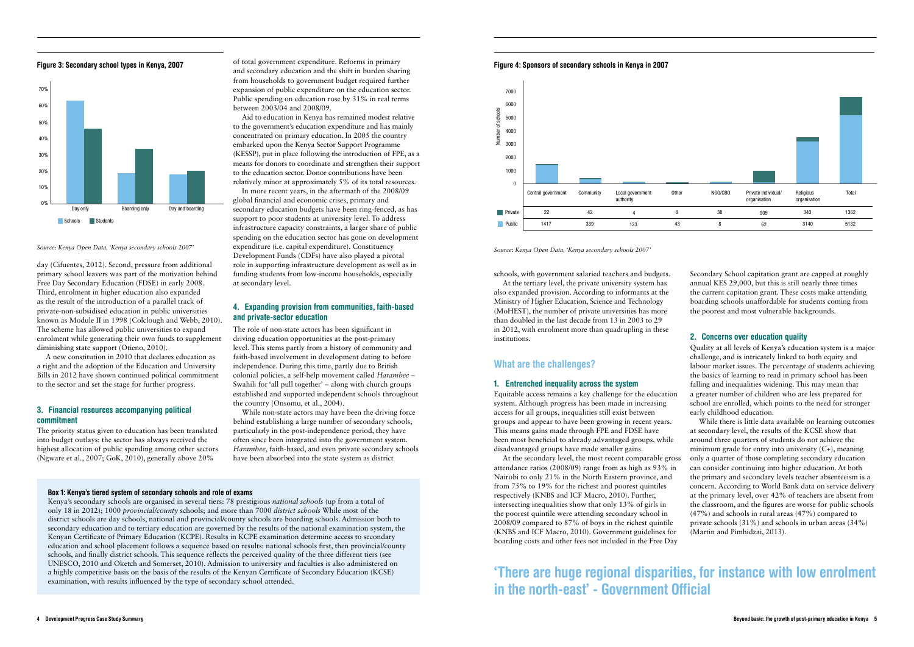**Figure 3: Secondary school types in Kenya, 2007**

*Source: Kenya Open Data, 'Kenya secondary schools 2007'*

day (Cifuentes, 2012). Second, pressure from additional primary school leavers was part of the motivation behind Free Day Secondary Education (FDSE) in early 2008. Third, enrolment in higher education also expanded as the result of the introduction of a parallel track of private-non-subsidised education in public universities known as Module II in 1998 (Colclough and Webb, 2010). The scheme has allowed public universities to expand enrolment while generating their own funds to supplement diminishing state support (Otieno, 2010).

A new constitution in 2010 that declares education as a right and the adoption of the Education and University Bills in 2012 have shown continued political commitment to the sector and set the stage for further progress.

### 3. Financial resources accompanying political commitment

The priority status given to education has been translated into budget outlays: the sector has always received the highest allocation of public spending among other sectors (Ngware et al., 2007; GoK, 2010), generally above 20% of total government expenditure. Reforms in primary and secondary education and the shift in burden sharing from households to government budget required further expansion of public expenditure on the education sector. Public spending on education rose by 31% in real terms between 2003/04 and 2008/09.

Aid to education in Kenya has remained modest relative to the government's education expenditure and has mainly concentrated on primary education. In 2005 the country embarked upon the Kenya Sector Support Programme (KESSP), put in place following the introduction of FPE, as a means for donors to coordinate and strengthen their support to the education sector. Donor contributions have been relatively minor at approximately 5% of its total resources.

In more recent years, in the aftermath of the 2008/09 global financial and economic crises, primary and secondary education budgets have been ring-fenced, as has support to poor students at university level. To address infrastructure capacity constraints, a larger share of public spending on the education sector has gone on development expenditure (i.e. capital expenditure). Constituency Development Funds (CDFs) have also played a pivotal role in supporting infrastructure development as well as in funding students from low-income households, especially at secondary level.

### 4. Expanding provision from communities, faith-based and private-sector education

The role of non-state actors has been significant in driving education opportunities at the post-primary level. This stems partly from a history of community and faith-based involvement in development dating to before independence. During this time, partly due to British colonial policies, a self-help movement called *Harambee* – Swahili for 'all pull together' – along with church groups established and supported independent schools throughout the country (Onsomu, et al., 2004).

While non-state actors may have been the driving force behind establishing a large number of secondary schools, particularly in the post-independence period, they have often since been integrated into the government system. *Harambee*, faith-based, and even private secondary schools have been absorbed into the state system as district schools, with government salaried teachers and budgets.

At the tertiary level, the private university system has also expanded provision. According to informants at the Ministry of Higher Education, Science and Technology (MoHEST), the number of private universities has more than doubled in the last decade from 13 in 2003 to 29 in 2012, with enrolment more than quadrupling in these institutions.

**Box 1: Kenya's tiered system of secondary schools and role of exams**

Kenya's secondary schools are organised in several tiers: 78 prestigious *national schools* (up from a total of only 18 in 2012); 1000 *provincial/county* schools; and more than 7000 *district schools* While most of the district schools are day schools, national and provincial/county schools are boarding schools. Admission both to secondary education and to tertiary education are governed by the results of the national examination system, the Kenyan Certificate of Primary Education (KCPE). Results in KCPE examination determine access to secondary education and school placement follows a sequence based on results: national schools first, then provincial/county schools, and finally district schools. This sequence reflects the perceived quality of the three different tiers (see UNESCO, 2010 and Oketch and Somerset, 2010). Admission to university and faculties is also administered on a highly competitive basis on the basis of the results of the Kenyan Certificate of Secondary Education (KCSE) examination, with results influenced by the type of secondary school attended.

**Figure 4: Sponsors of secondary schools in Kenya in 2007**

| | Central government | Community | Local government authority | Other | NGO/CBO | Private individual/ organisation | Religious organisation | Total |
|---|---|---|---|---|---|---|---|---|
| Private | 22 | 42 | 4 | 8 | 38 | 905 | 343 | 1362 |
| Public | 1417 | 339 | 123 | 43 | 8 | 62 | 3140 | 5132 |

*Source: Kenya Open Data, 'Kenya secondary schools 2007'*

## What are the challenges?

### 1. Entrenched inequality across the system

Equitable access remains a key challenge for the education system. Although progress has been made in increasing access for all groups, inequalities still exist between groups and appear to have been growing in recent years. This means gains made through FPE and FDSE have been most beneficial to already advantaged groups, while disadvantaged groups have made smaller gains.

At the secondary level, the most recent comparable gross attendance ratios (2008/09) range from as high as 93% in Nairobi to only 21% in the North Eastern province, and from 75% to 19% for the richest and poorest quintiles respectively (KNBS and ICF Macro, 2010). Further, intersecting inequalities show that only 13% of girls in the poorest quintile were attending secondary school in 2008/09 compared to 87% of boys in the richest quintile (KNBS and ICF Macro, 2010). Government guidelines for boarding costs and other fees not included in the Free Day Secondary School capitation grant are capped at roughly annual KES 29,000, but this is still nearly three times the current capitation grant. These costs make attending boarding schools unaffordable for students coming from the poorest and most vulnerable backgrounds.

### 2. Concerns over education quality

Quality at all levels of Kenya's education system is a major challenge, and is intricately linked to both equity and labour market issues. The percentage of students achieving the basics of learning to read in primary school has been falling and inequalities widening. This may mean that a greater number of children who are less prepared for school are enrolled, which points to the need for stronger early childhood education.

While there is little data available on learning outcomes at secondary level, the results of the KCSE show that around three quarters of students do not achieve the minimum grade for entry into university (C+), meaning only a quarter of those completing secondary education can consider continuing into higher education. At both the primary and secondary levels teacher absenteeism is a concern. According to World Bank data on service delivery at the primary level, over 42% of teachers are absent from the classroom, and the figures are worse for public schools (47%) and schools in rural areas (47%) compared to private schools (31%) and schools in urban areas (34%) (Martin and Pimhidzai, 2013).

**'There are huge regional disparities, for instance with low enrolment in the north-east' - Government Official**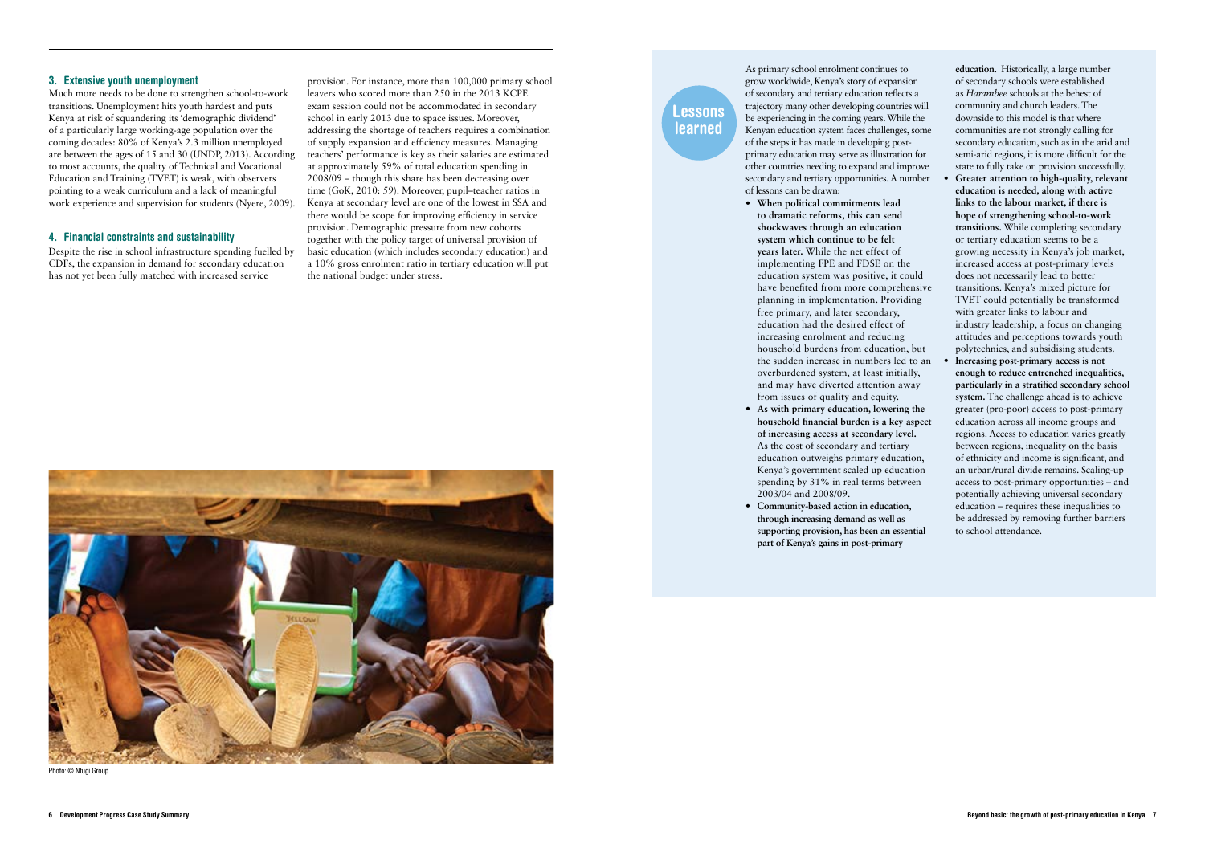### 3. Extensive youth unemployment

Much more needs to be done to strengthen school-to-work transitions. Unemployment hits youth hardest and puts Kenya at risk of squandering its 'demographic dividend' of a particularly large working-age population over the coming decades: 80% of Kenya's 2.3 million unemployed are between the ages of 15 and 30 (UNDP, 2013). According to most accounts, the quality of Technical and Vocational Education and Training (TVET) is weak, with observers pointing to a weak curriculum and a lack of meaningful work experience and supervision for students (Nyere, 2009).

### 4. Financial constraints and sustainability

Despite the rise in school infrastructure spending fuelled by CDFs, the expansion in demand for secondary education has not yet been fully matched with increased service provision. For instance, more than 100,000 primary school leavers who scored more than 250 in the 2013 KCPE exam session could not be accommodated in secondary school in early 2013 due to space issues. Moreover, addressing the shortage of teachers requires a combination of supply expansion and efficiency measures. Managing teachers' performance is key as their salaries are estimated at approximately 59% of total education spending in 2008/09 – though this share has been decreasing over time (GoK, 2010: 59). Moreover, pupil–teacher ratios in Kenya at secondary level are one of the lowest in SSA and there would be scope for improving efficiency in service provision. Demographic pressure from new cohorts together with the policy target of universal provision of basic education (which includes secondary education) and a 10% gross enrolment ratio in tertiary education will put the national budget under stress.

Photo: © Ntugi Group

## Lessons learned

As primary school enrolment continues to grow worldwide, Kenya's story of expansion of secondary and tertiary education reflects a trajectory many other developing countries will be experiencing in the coming years. While the Kenyan education system faces challenges, some of the steps it has made in developing post-primary education may serve as illustration for other countries needing to expand and improve secondary and tertiary opportunities. A number of lessons can be drawn:

- **When political commitments lead to dramatic reforms, this can send shockwaves through an education system which continue to be felt years later.** While the net effect of implementing FPE and FDSE on the education system was positive, it could have benefited from more comprehensive planning in implementation. Providing free primary, and later secondary, education had the desired effect of increasing enrolment and reducing household burdens from education, but the sudden increase in numbers led to an overburdened system, at least initially, and may have diverted attention away from issues of quality and equity.
- **As with primary education, lowering the household financial burden is a key aspect of increasing access at secondary level.** As the cost of secondary and tertiary education outweighs primary education, Kenya's government scaled up education spending by 31% in real terms between 2003/04 and 2008/09.
- **Community-based action in education, through increasing demand as well as supporting provision, has been an essential part of Kenya's gains in post-primary education.** Historically, a large number of secondary schools were established as *Harambee* schools at the behest of community and church leaders. The downside to this model is that where communities are not strongly calling for secondary education, such as in the arid and semi-arid regions, it is more difficult for the state to fully take on provision successfully.
- **Greater attention to high-quality, relevant education is needed, along with active links to the labour market, if there is hope of strengthening school-to-work transitions.** While completing secondary or tertiary education seems to be a growing necessity in Kenya's job market, increased access at post-primary levels does not necessarily lead to better transitions. Kenya's mixed picture for TVET could potentially be transformed with greater links to labour and industry leadership, a focus on changing attitudes and perceptions towards youth polytechnics, and subsidising students.
- **Increasing post-primary access is not enough to reduce entrenched inequalities, particularly in a stratified secondary school system.** The challenge ahead is to achieve greater (pro-poor) access to post-primary education across all income groups and regions. Access to education varies greatly between regions, inequality on the basis of ethnicity and income is significant, and an urban/rural divide remains. Scaling-up access to post-primary opportunities – and potentially achieving universal secondary education – requires these inequalities to be addressed by removing further barriers to school attendance.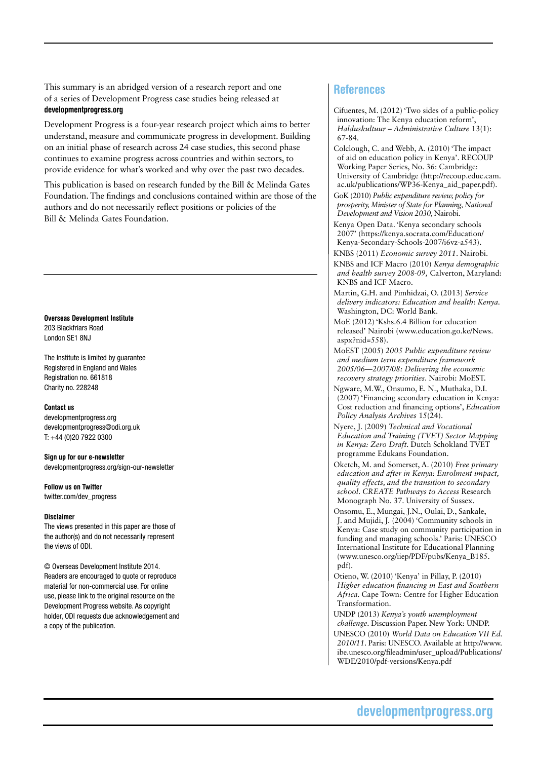This summary is an abridged version of a research report and one of a series of Development Progress case studies being released at **developmentprogress.org**

Development Progress is a four-year research project which aims to better understand, measure and communicate progress in development. Building on an initial phase of research across 24 case studies, this second phase continues to examine progress across countries and within sectors, to provide evidence for what's worked and why over the past two decades.

This publication is based on research funded by the Bill & Melinda Gates Foundation. The findings and conclusions contained within are those of the authors and do not necessarily reflect positions or policies of the Bill & Melinda Gates Foundation.

**Overseas Development Institute**
203 Blackfriars Road
London SE1 8NJ

The Institute is limited by guarantee
Registered in England and Wales
Registration no. 661818
Charity no. 228248

**Contact us**
developmentprogress.org
developmentprogress@odi.org.uk
T: +44 (0)20 7922 0300

**Sign up for our e-newsletter**
developmentprogress.org/sign-our-newsletter

**Follow us on Twitter**
twitter.com/dev_progress

**Disclaimer**
The views presented in this paper are those of the author(s) and do not necessarily represent the views of ODI.

© Overseas Development Institute 2014. Readers are encouraged to quote or reproduce material for non-commercial use. For online use, please link to the original resource on the Development Progress website. As copyright holder, ODI requests due acknowledgement and a copy of the publication.

## References

Cifuentes, M. (2012) 'Two sides of a public-policy innovation: The Kenya education reform', *Halduskultuur – Administrative Culture* 13(1): 67-84.

Colclough, C. and Webb, A. (2010) 'The impact of aid on education policy in Kenya'. RECOUP Working Paper Series, No. 36: Cambridge: University of Cambridge (http://recoup.educ.cam.ac.uk/publications/WP36-Kenya_aid_paper.pdf).

GoK (2010) *Public expenditure review, policy for prosperity, Minister of State for Planning, National Development and Vision 2030*, Nairobi.

Kenya Open Data. 'Kenya secondary schools 2007' (https://kenya.socrata.com/Education/Kenya-Secondary-Schools-2007/i6vz-a543).

KNBS (2011) *Economic survey 2011*. Nairobi.

KNBS and ICF Macro (2010) *Kenya demographic and health survey 2008-09,* Calverton, Maryland: KNBS and ICF Macro.

Martin, G.H. and Pimhidzai, O. (2013) *Service delivery indicators: Education and health: Kenya*. Washington, DC: World Bank.

MoE (2012) 'Kshs.6.4 Billion for education released' Nairobi (www.education.go.ke/News.aspx?nid=558).

MoEST (2005) *2005 Public expenditure review and medium term expenditure framework 2005/06—2007/08: Delivering the economic recovery strategy priorities*. Nairobi: MoEST.

Ngware, M.W., Onsumo, E. N., Muthaka, D.I. (2007) 'Financing secondary education in Kenya: Cost reduction and financing options', *Education Policy Analysis Archives* 15(24).

Nyere, J. (2009) *Technical and Vocational Education and Training (TVET) Sector Mapping in Kenya: Zero Draft*. Dutch Schokland TVET programme Edukans Foundation.

Oketch, M. and Somerset, A. (2010) *Free primary education and after in Kenya: Enrolment impact, quality effects, and the transition to secondary school*. *CREATE Pathways to Access* Research Monograph No. 37. University of Sussex.

Onsomu, E., Mungai, J.N., Oulai, D., Sankale, J. and Mujidi, J. (2004) 'Community schools in Kenya: Case study on community participation in funding and managing schools.' Paris: UNESCO International Institute for Educational Planning (www.unesco.org/iiep/PDF/pubs/Kenya_B185.pdf).

Otieno, W. (2010) 'Kenya' in Pillay, P. (2010) *Higher education financing in East and Southern Africa*. Cape Town: Centre for Higher Education Transformation.

UNDP (2013) *Kenya's youth unemployment challenge*. Discussion Paper. New York: UNDP.

UNESCO (2010) *World Data on Education VII Ed. 2010/11*. Paris: UNESCO. Available at http://www.ibe.unesco.org/fileadmin/user_upload/Publications/WDE/2010/pdf-versions/Kenya.pdf